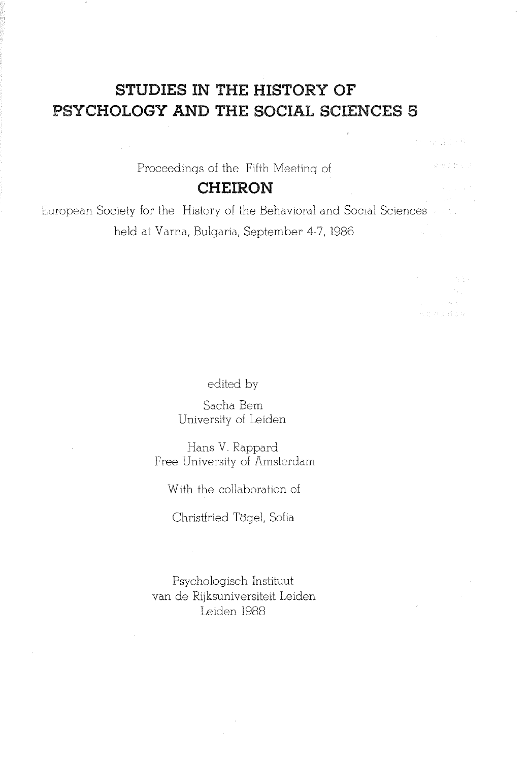# STUDIES IN THE HISTORY OF PSYCHOLOGY AND THE SOCIAL SCIENCES 5

Proceedings of the Fifth Meeting of

## CHEIRON

European Society for the History of the Behavioral and Social Sciences

held at Varna, Bulgaria, September 4-7, 1986

edited by

Sacha Bem
University of Leiden

Hans V. Rappard
Free University of Amsterdam

With the collaboration of

Christfried Tögel, Sofia

Psychologisch Instituut
van de Rijksuniversiteit Leiden
Leiden 1988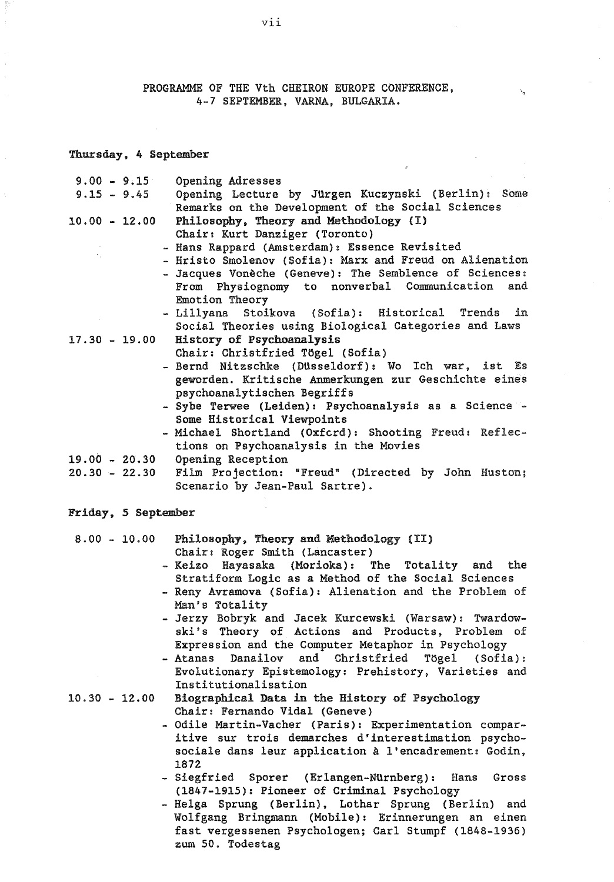# PROGRAMME OF THE Vth CHEIRON EUROPE CONFERENCE, 4-7 SEPTEMBER, VARNA, BULGARIA.

**Thursday, 4 September**

9.00 - 9.15 Opening Adresses

9.15 - 9.45 Opening Lecture by Jürgen Kuczynski (Berlin): Some Remarks on the Development of the Social Sciences

10.00 - 12.00 **Philosophy, Theory and Methodology (I)**
Chair: Kurt Danziger (Toronto)
- Hans Rappard (Amsterdam): Essence Revisited
- Hristo Smolenov (Sofia): Marx and Freud on Alienation
- Jacques Vonèche (Geneve): The Semblence of Sciences: From Physiognomy to nonverbal Communication and Emotion Theory
- Lillyana Stoikova (Sofia): Historical Trends in Social Theories using Biological Categories and Laws

17.30 - 19.00 **History of Psychoanalysis**
Chair: Christfried Tögel (Sofia)
- Bernd Nitzschke (Düsseldorf): Wo Ich war, ist Es geworden. Kritische Anmerkungen zur Geschichte eines psychoanalytischen Begriffs
- Sybe Terwee (Leiden): Psychoanalysis as a Science - Some Historical Viewpoints
- Michael Shortland (Oxford): Shooting Freud: Reflections on Psychoanalysis in the Movies

19.00 - 20.30 Opening Reception

20.30 - 22.30 Film Projection: "Freud" (Directed by John Huston; Scenario by Jean-Paul Sartre).

**Friday, 5 September**

8.00 - 10.00 **Philosophy, Theory and Methodology (II)**
Chair: Roger Smith (Lancaster)
- Keizo Hayasaka (Morioka): The Totality and the Stratiform Logic as a Method of the Social Sciences
- Reny Avramova (Sofia): Alienation and the Problem of Man's Totality
- Jerzy Bobryk and Jacek Kurcewski (Warsaw): Twardowski's Theory of Actions and Products, Problem of Expression and the Computer Metaphor in Psychology
- Atanas Danailov and Christfried Tögel (Sofia): Evolutionary Epistemology: Prehistory, Varieties and Institutionalisation

10.30 - 12.00 **Biographical Data in the History of Psychology**
Chair: Fernando Vidal (Geneve)
- Odile Martin-Vacher (Paris): Experimentation comparitive sur trois demarches d'interestimation psychosociale dans leur application à l'encadrement: Godin, 1872
- Siegfried Sporer (Erlangen-Nürnberg): Hans Gross (1847-1915): Pioneer of Criminal Psychology
- Helga Sprung (Berlin), Lothar Sprung (Berlin) and Wolfgang Bringmann (Mobile): Erinnerungen an einen fast vergessenen Psychologen; Carl Stumpf (1848-1936) zum 50. Todestag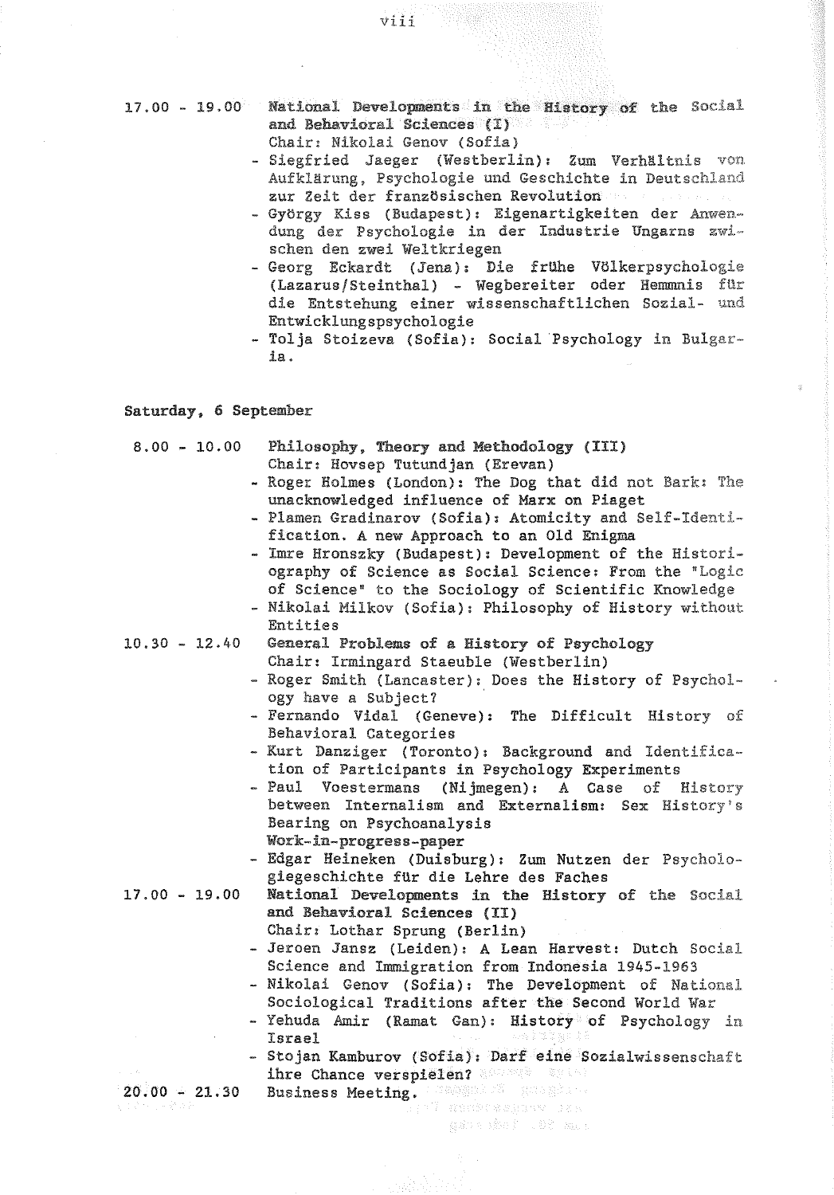17.00 - 19.00 **National Developments in the History of the Social and Behavioral Sciences (I)**
Chair: Nikolai Genov (Sofia)

- Siegfried Jaeger (Westberlin): Zum Verhältnis von Aufklärung, Psychologie und Geschichte in Deutschland zur Zeit der französischen Revolution
- György Kiss (Budapest): Eigenartigkeiten der Anwendung der Psychologie in der Industrie Ungarns zwischen den zwei Weltkriegen
- Georg Eckardt (Jena): Die frühe Völkerpsychologie (Lazarus/Steinthal) - Wegbereiter oder Hemmnis für die Entstehung einer wissenschaftlichen Sozial- und Entwicklungspsychologie
- Tolja Stoizeva (Sofia): Social Psychology in Bulgaria.

## Saturday, 6 September

8.00 - 10.00 **Philosophy, Theory and Methodology (III)**
Chair: Hovsep Tutundjan (Erevan)

- Roger Holmes (London): The Dog that did not Bark: The unacknowledged influence of Marx on Piaget
- Plamen Gradinarov (Sofia): Atomicity and Self-Identification. A new Approach to an Old Enigma
- Imre Hronszky (Budapest): Development of the Historiography of Science as Social Science: From the "Logic of Science" to the Sociology of Scientific Knowledge
- Nikolai Milkov (Sofia): Philosophy of History without Entities

10.30 - 12.40 **General Problems of a History of Psychology**
Chair: Irmingard Staeuble (Westberlin)

- Roger Smith (Lancaster): Does the History of Psychology have a Subject?
- Fernando Vidal (Geneve): The Difficult History of Behavioral Categories
- Kurt Danziger (Toronto): Background and Identification of Participants in Psychology Experiments
- Paul Voestermans (Nijmegen): A Case of History between Internalism and Externalism: Sex History's Bearing on Psychoanalysis
  Work-in-progress-paper
- Edgar Heineken (Duisburg): Zum Nutzen der Psychologiegeschichte für die Lehre des Faches

17.00 - 19.00 **National Developments in the History of the Social and Behavioral Sciences (II)**
Chair: Lothar Sprung (Berlin)

- Jeroen Jansz (Leiden): A Lean Harvest: Dutch Social Science and Immigration from Indonesia 1945-1963
- Nikolai Genov (Sofia): The Development of National Sociological Traditions after the Second World War
- Yehuda Amir (Ramat Gan): History of Psychology in Israel
- Stojan Kamburov (Sofia): Darf eine Sozialwissenschaft ihre Chance verspielen?

20.00 - 21.30 Business Meeting.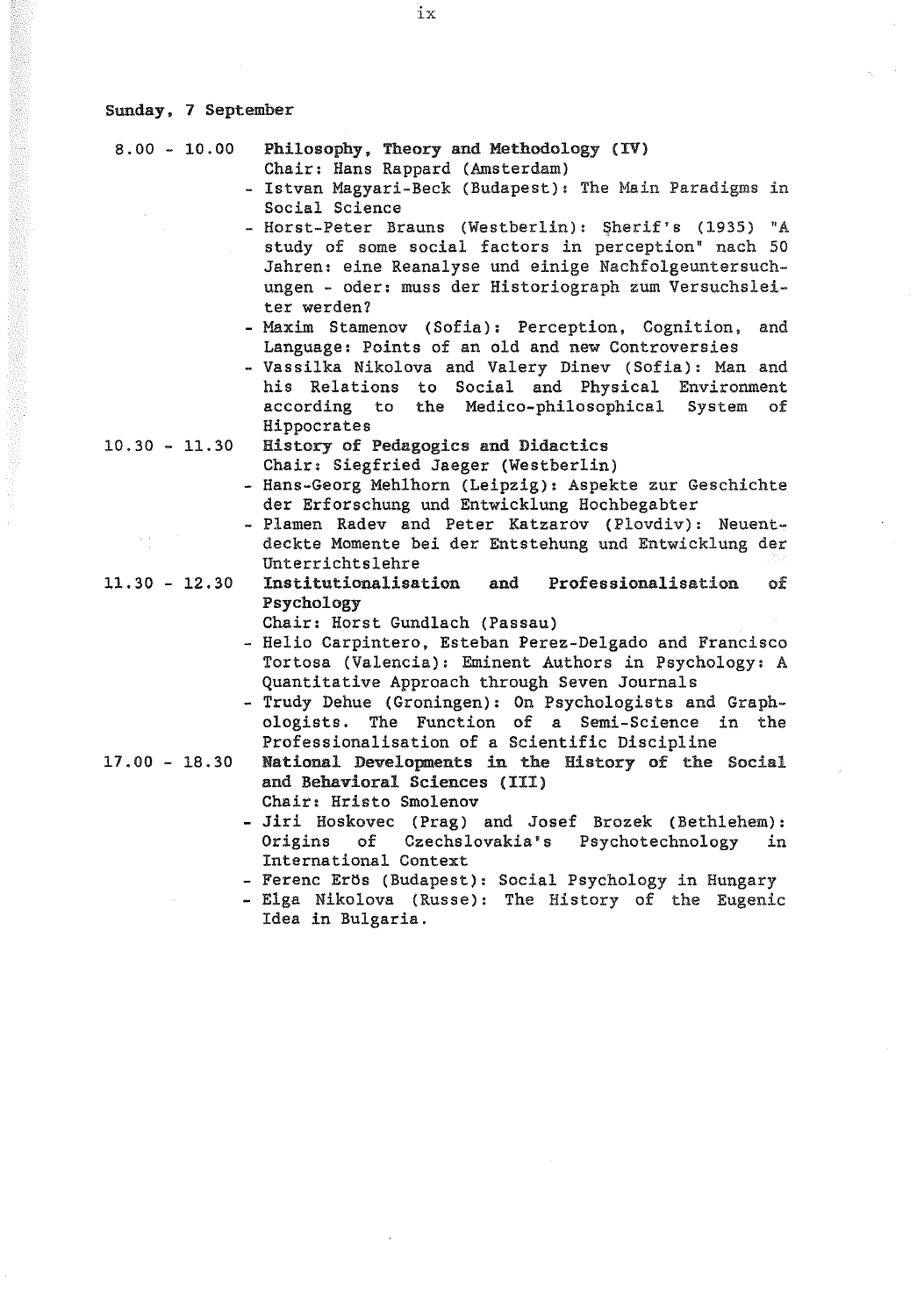**Sunday, 7 September**

8.00 - 10.00 **Philosophy, Theory and Methodology (IV)**
Chair: Hans Rappard (Amsterdam)

- Istvan Magyari-Beck (Budapest): The Main Paradigms in Social Science
- Horst-Peter Brauns (Westberlin): Sherif's (1935) "A study of some social factors in perception" nach 50 Jahren: eine Reanalyse und einige Nachfolgeuntersuchungen - oder: muss der Historiograph zum Versuchsleiter werden?
- Maxim Stamenov (Sofia): Perception, Cognition, and Language: Points of an old and new Controversies
- Vassilka Nikolova and Valery Dinev (Sofia): Man and his Relations to Social and Physical Environment according to the Medico-philosophical System of Hippocrates

10.30 - 11.30 **History of Pedagogics and Didactics**
Chair: Siegfried Jaeger (Westberlin)

- Hans-Georg Mehlhorn (Leipzig): Aspekte zur Geschichte der Erforschung und Entwicklung Hochbegabter
- Plamen Radev and Peter Katzarov (Plovdiv): Neuentdeckte Momente bei der Entstehung und Entwicklung der Unterrichtslehre

11.30 - 12.30 **Institutionalisation and Professionalisation of Psychology**
Chair: Horst Gundlach (Passau)

- Helio Carpintero, Esteban Perez-Delgado and Francisco Tortosa (Valencia): Eminent Authors in Psychology: A Quantitative Approach through Seven Journals
- Trudy Dehue (Groningen): On Psychologists and Graphologists. The Function of a Semi-Science in the Professionalisation of a Scientific Discipline

17.00 - 18.30 **National Developments in the History of the Social and Behavioral Sciences (III)**
Chair: Hristo Smolenov

- Jiri Hoskovec (Prag) and Josef Brozek (Bethlehem): Origins of Czechslovakia's Psychotechnology in International Context
- Ferenc Erös (Budapest): Social Psychology in Hungary
- Elga Nikolova (Russe): The History of the Eugenic Idea in Bulgaria.